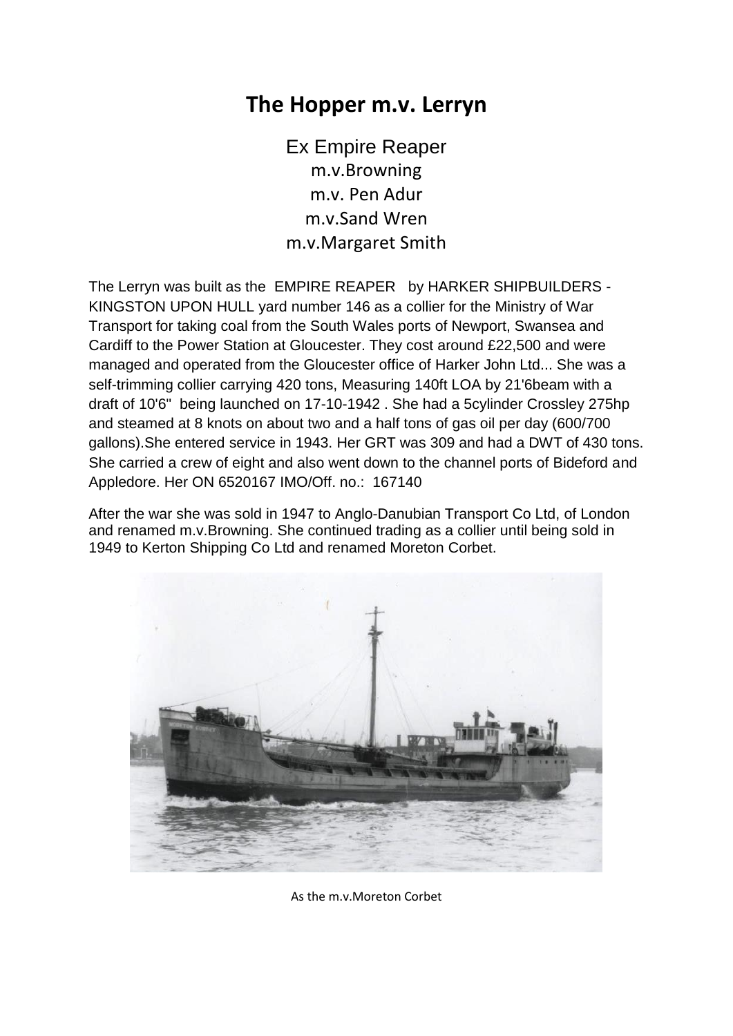# The Hopper m.v. Lerryn

Ex Empire Reaper
m.v.Browning
m.v. Pen Adur
m.v.Sand Wren
m.v.Margaret Smith

The Lerryn was built as the EMPIRE REAPER by HARKER SHIPBUILDERS - KINGSTON UPON HULL yard number 146 as a collier for the Ministry of War Transport for taking coal from the South Wales ports of Newport, Swansea and Cardiff to the Power Station at Gloucester. They cost around £22,500 and were managed and operated from the Gloucester office of Harker John Ltd... She was a self-trimming collier carrying 420 tons, Measuring 140ft LOA by 21'6beam with a draft of 10'6" being launched on 17-10-1942 . She had a 5cylinder Crossley 275hp and steamed at 8 knots on about two and a half tons of gas oil per day (600/700 gallons).She entered service in 1943. Her GRT was 309 and had a DWT of 430 tons. She carried a crew of eight and also went down to the channel ports of Bideford and Appledore. Her ON 6520167 IMO/Off. no.: 167140

After the war she was sold in 1947 to Anglo-Danubian Transport Co Ltd, of London and renamed m.v.Browning. She continued trading as a collier until being sold in 1949 to Kerton Shipping Co Ltd and renamed Moreton Corbet.

As the m.v.Moreton Corbet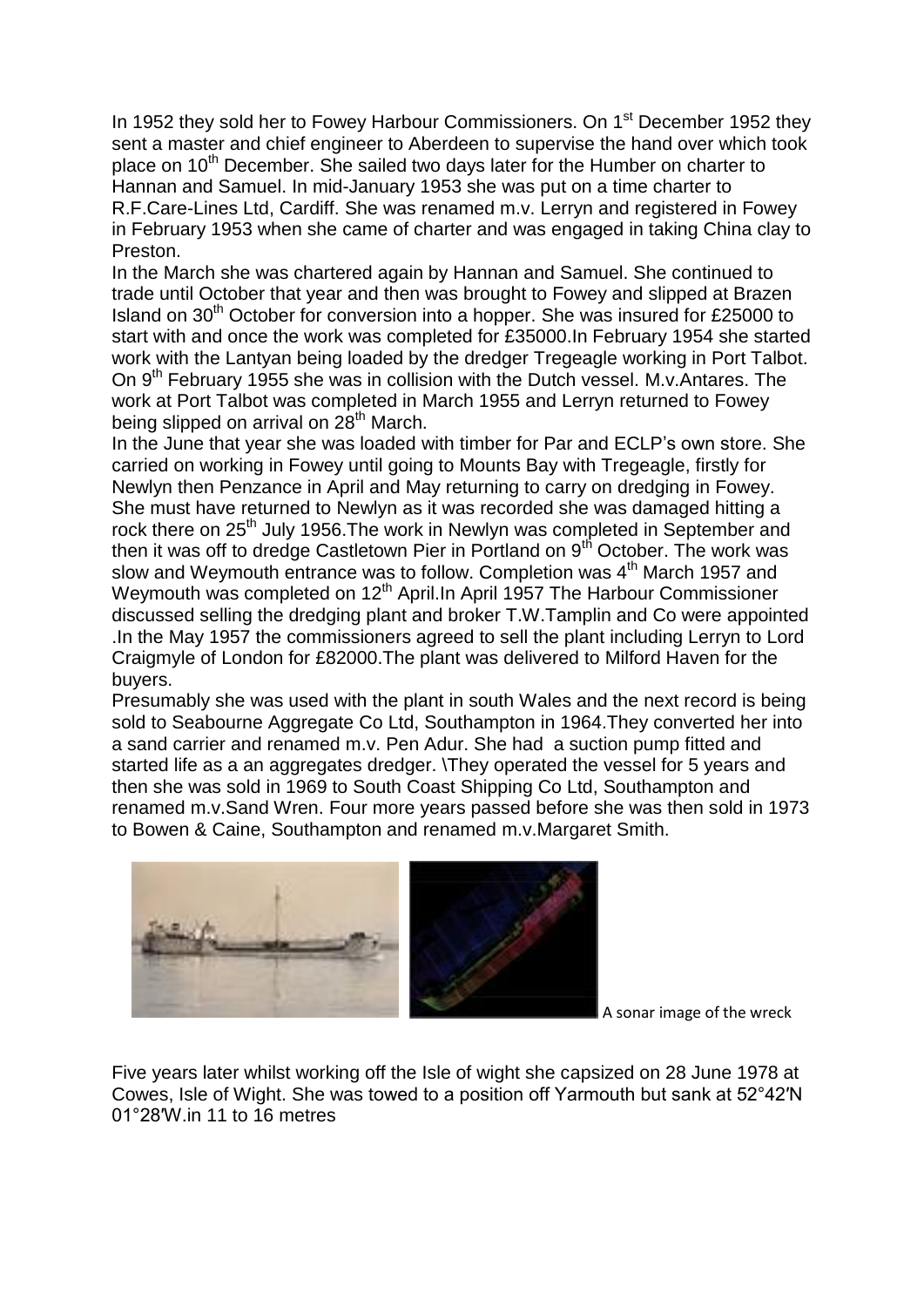In 1952 they sold her to Fowey Harbour Commissioners. On 1st December 1952 they sent a master and chief engineer to Aberdeen to supervise the hand over which took place on 10th December. She sailed two days later for the Humber on charter to Hannan and Samuel. In mid-January 1953 she was put on a time charter to R.F.Care-Lines Ltd, Cardiff. She was renamed m.v. Lerryn and registered in Fowey in February 1953 when she came of charter and was engaged in taking China clay to Preston.

In the March she was chartered again by Hannan and Samuel. She continued to trade until October that year and then was brought to Fowey and slipped at Brazen Island on 30th October for conversion into a hopper. She was insured for £25000 to start with and once the work was completed for £35000.In February 1954 she started work with the Lantyan being loaded by the dredger Tregeagle working in Port Talbot. On 9th February 1955 she was in collision with the Dutch vessel. M.v.Antares. The work at Port Talbot was completed in March 1955 and Lerryn returned to Fowey being slipped on arrival on 28th March.

In the June that year she was loaded with timber for Par and ECLP's own store. She carried on working in Fowey until going to Mounts Bay with Tregeagle, firstly for Newlyn then Penzance in April and May returning to carry on dredging in Fowey. She must have returned to Newlyn as it was recorded she was damaged hitting a rock there on 25th July 1956.The work in Newlyn was completed in September and then it was off to dredge Castletown Pier in Portland on 9th October. The work was slow and Weymouth entrance was to follow. Completion was 4th March 1957 and Weymouth was completed on 12th April.In April 1957 The Harbour Commissioner discussed selling the dredging plant and broker T.W.Tamplin and Co were appointed .In the May 1957 the commissioners agreed to sell the plant including Lerryn to Lord Craigmyle of London for £82000.The plant was delivered to Milford Haven for the buyers.

Presumably she was used with the plant in south Wales and the next record is being sold to Seabourne Aggregate Co Ltd, Southampton in 1964.They converted her into a sand carrier and renamed m.v. Pen Adur. She had a suction pump fitted and started life as a an aggregates dredger. \They operated the vessel for 5 years and then she was sold in 1969 to South Coast Shipping Co Ltd, Southampton and renamed m.v.Sand Wren. Four more years passed before she was then sold in 1973 to Bowen & Caine, Southampton and renamed m.v.Margaret Smith.

A sonar image of the wreck

Five years later whilst working off the Isle of wight she capsized on 28 June 1978 at Cowes, Isle of Wight. She was towed to a position off Yarmouth but sank at 52°42′N 01°28′W.in 11 to 16 metres